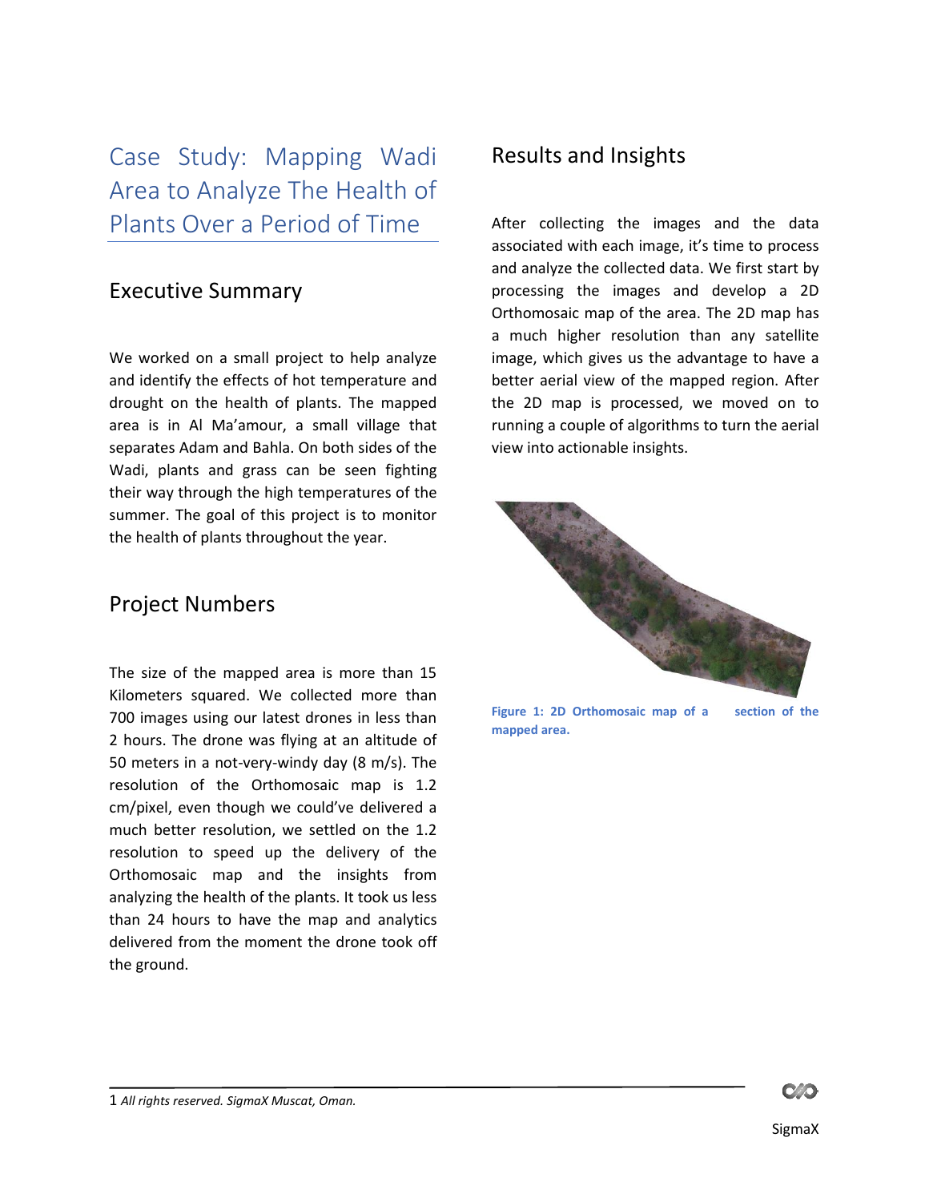# Case Study: Mapping Wadi Area to Analyze The Health of Plants Over a Period of Time

## Executive Summary

We worked on a small project to help analyze and identify the effects of hot temperature and drought on the health of plants. The mapped area is in Al Ma'amour, a small village that separates Adam and Bahla. On both sides of the Wadi, plants and grass can be seen fighting their way through the high temperatures of the summer. The goal of this project is to monitor the health of plants throughout the year.

## Project Numbers

The size of the mapped area is more than 15 Kilometers squared. We collected more than 700 images using our latest drones in less than 2 hours. The drone was flying at an altitude of 50 meters in a not-very-windy day (8 m/s). The resolution of the Orthomosaic map is 1.2 cm/pixel, even though we could've delivered a much better resolution, we settled on the 1.2 resolution to speed up the delivery of the Orthomosaic map and the insights from analyzing the health of the plants. It took us less than 24 hours to have the map and analytics delivered from the moment the drone took off the ground.

## Results and Insights

After collecting the images and the data associated with each image, it's time to process and analyze the collected data. We first start by processing the images and develop a 2D Orthomosaic map of the area. The 2D map has a much higher resolution than any satellite image, which gives us the advantage to have a better aerial view of the mapped region. After the 2D map is processed, we moved on to running a couple of algorithms to turn the aerial view into actionable insights.

**Figure 1: 2D Orthomosaic map of a section of the mapped area.**

1 *All rights reserved. SigmaX Muscat, Oman.*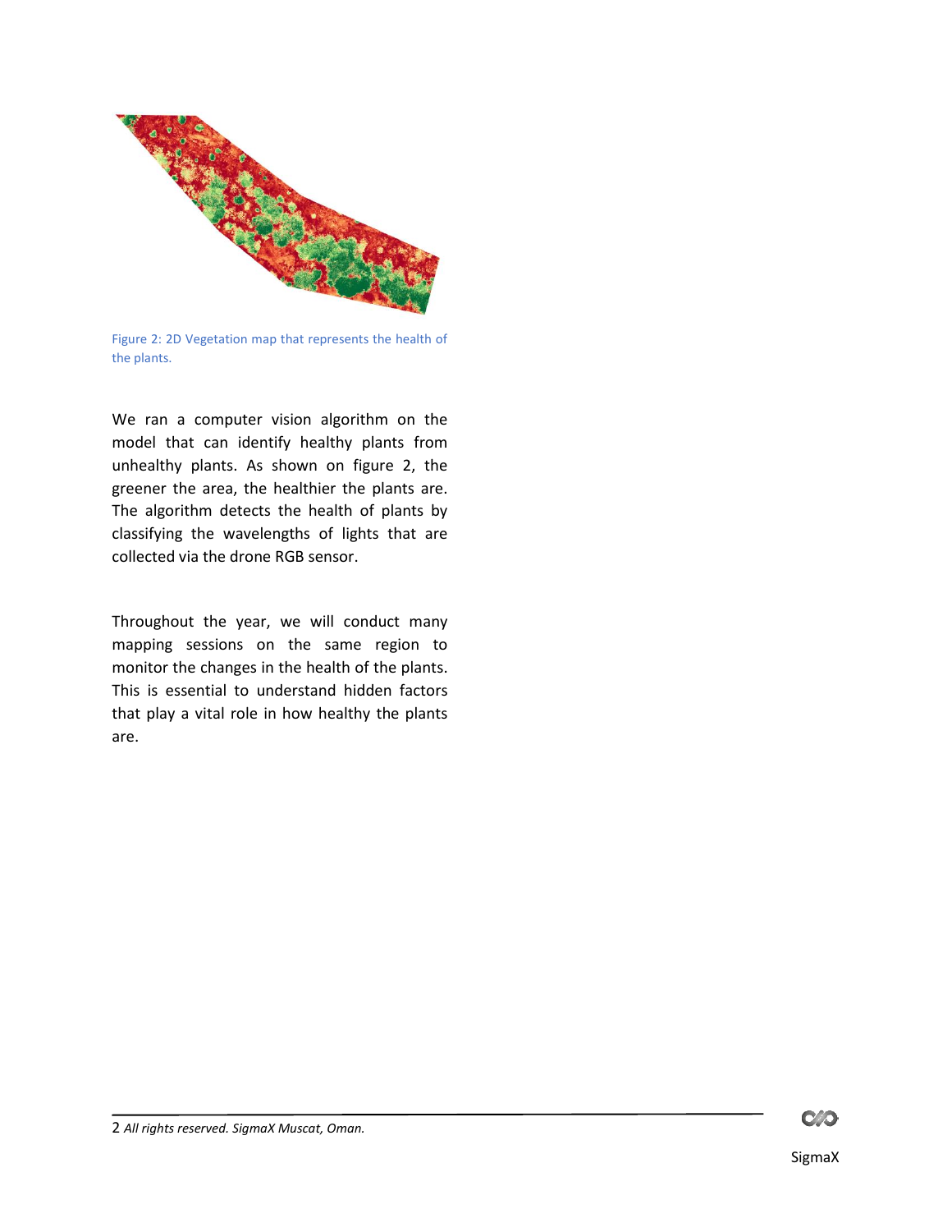Figure 2: 2D Vegetation map that represents the health of the plants.

We ran a computer vision algorithm on the model that can identify healthy plants from unhealthy plants. As shown on figure 2, the greener the area, the healthier the plants are. The algorithm detects the health of plants by classifying the wavelengths of lights that are collected via the drone RGB sensor.

Throughout the year, we will conduct many mapping sessions on the same region to monitor the changes in the health of the plants. This is essential to understand hidden factors that play a vital role in how healthy the plants are.